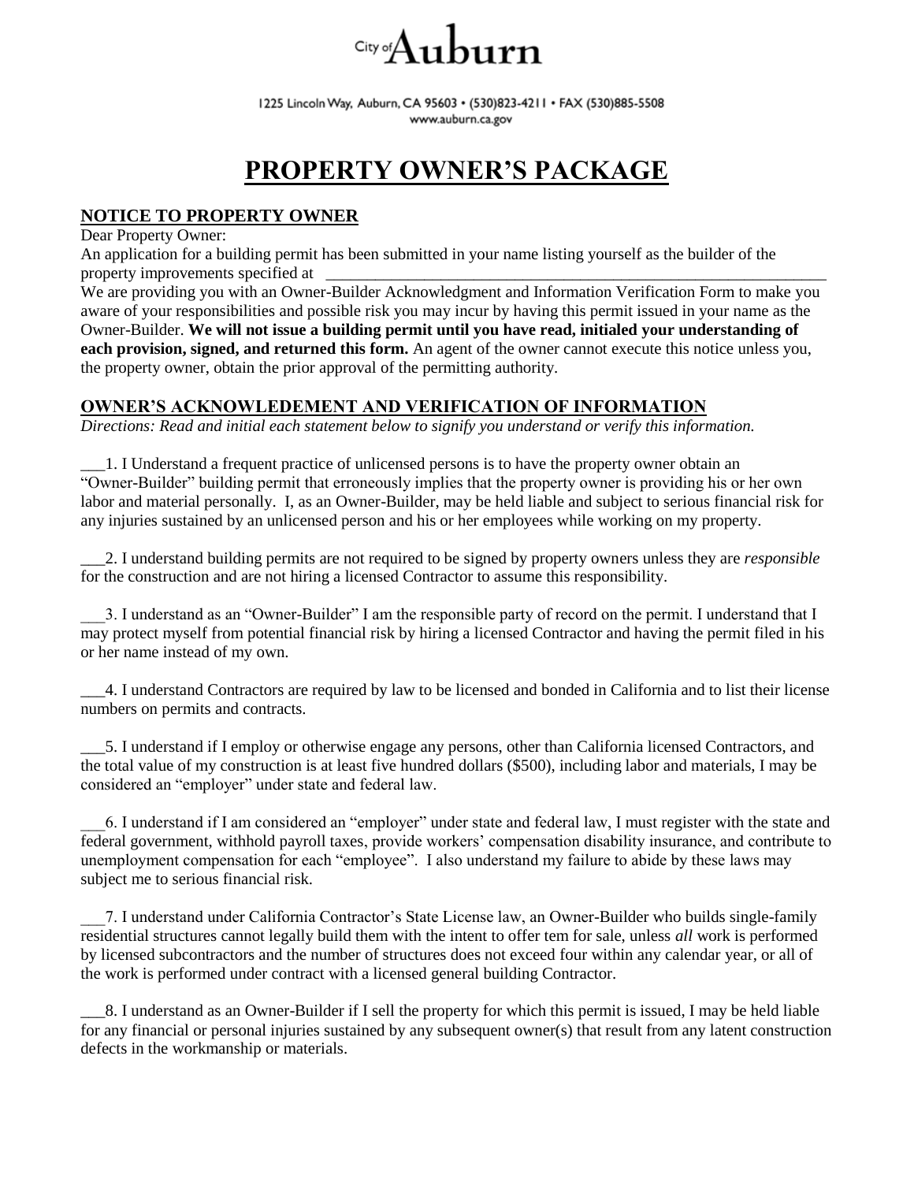City of Auburn

1225 Lincoln Way, Auburn, CA 95603 • (530)823-4211 • FAX (530)885-5508
www.auburn.ca.gov

# PROPERTY OWNER'S PACKAGE

## NOTICE TO PROPERTY OWNER

Dear Property Owner:

An application for a building permit has been submitted in your name listing yourself as the builder of the property improvements specified at ___________________________________________________________________

We are providing you with an Owner-Builder Acknowledgment and Information Verification Form to make you aware of your responsibilities and possible risk you may incur by having this permit issued in your name as the Owner-Builder. **We will not issue a building permit until you have read, initialed your understanding of each provision, signed, and returned this form.** An agent of the owner cannot execute this notice unless you, the property owner, obtain the prior approval of the permitting authority.

## OWNER'S ACKNOWLEDEMENT AND VERIFICATION OF INFORMATION

*Directions: Read and initial each statement below to signify you understand or verify this information.*

___1. I Understand a frequent practice of unlicensed persons is to have the property owner obtain an "Owner-Builder" building permit that erroneously implies that the property owner is providing his or her own labor and material personally. I, as an Owner-Builder, may be held liable and subject to serious financial risk for any injuries sustained by an unlicensed person and his or her employees while working on my property.

___2. I understand building permits are not required to be signed by property owners unless they are *responsible* for the construction and are not hiring a licensed Contractor to assume this responsibility.

___3. I understand as an "Owner-Builder" I am the responsible party of record on the permit. I understand that I may protect myself from potential financial risk by hiring a licensed Contractor and having the permit filed in his or her name instead of my own.

___4. I understand Contractors are required by law to be licensed and bonded in California and to list their license numbers on permits and contracts.

___5. I understand if I employ or otherwise engage any persons, other than California licensed Contractors, and the total value of my construction is at least five hundred dollars ($500), including labor and materials, I may be considered an "employer" under state and federal law.

___6. I understand if I am considered an "employer" under state and federal law, I must register with the state and federal government, withhold payroll taxes, provide workers' compensation disability insurance, and contribute to unemployment compensation for each "employee". I also understand my failure to abide by these laws may subject me to serious financial risk.

___7. I understand under California Contractor's State License law, an Owner-Builder who builds single-family residential structures cannot legally build them with the intent to offer tem for sale, unless *all* work is performed by licensed subcontractors and the number of structures does not exceed four within any calendar year, or all of the work is performed under contract with a licensed general building Contractor.

___8. I understand as an Owner-Builder if I sell the property for which this permit is issued, I may be held liable for any financial or personal injuries sustained by any subsequent owner(s) that result from any latent construction defects in the workmanship or materials.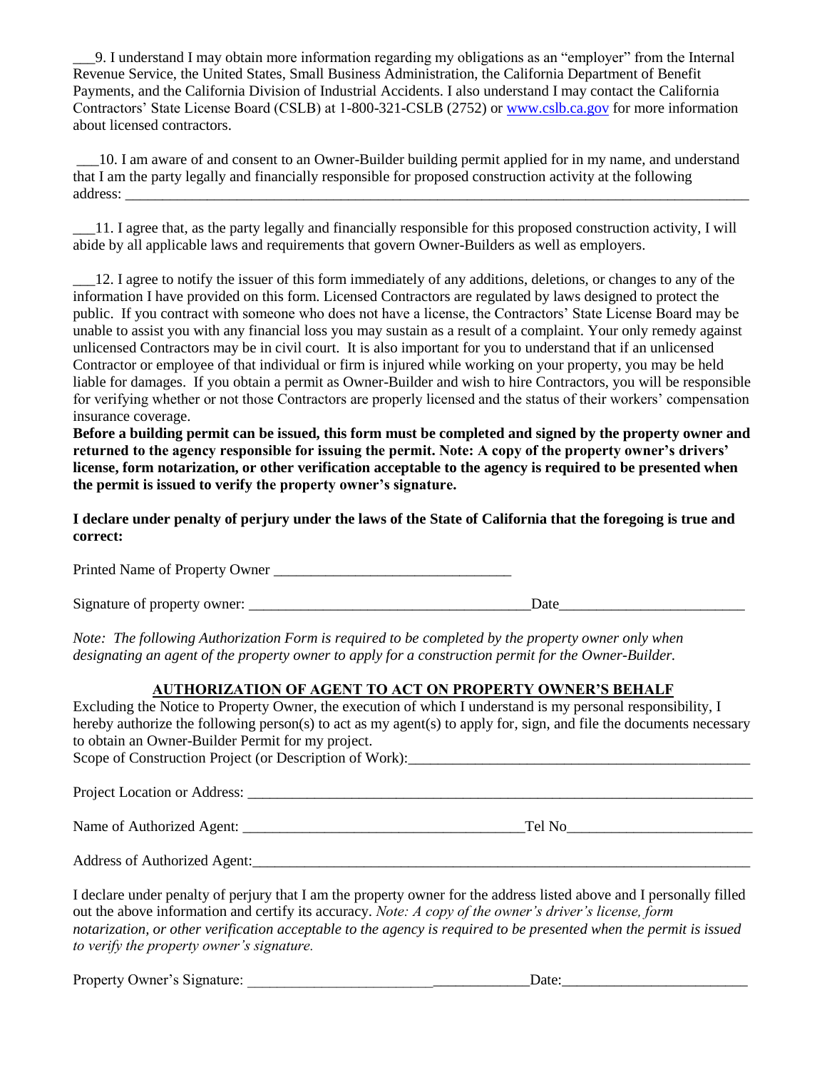___9. I understand I may obtain more information regarding my obligations as an "employer" from the Internal Revenue Service, the United States, Small Business Administration, the California Department of Benefit Payments, and the California Division of Industrial Accidents. I also understand I may contact the California Contractors' State License Board (CSLB) at 1-800-321-CSLB (2752) or www.cslb.ca.gov for more information about licensed contractors.

___10. I am aware of and consent to an Owner-Builder building permit applied for in my name, and understand that I am the party legally and financially responsible for proposed construction activity at the following address: ___________________________________________________________________________________

___11. I agree that, as the party legally and financially responsible for this proposed construction activity, I will abide by all applicable laws and requirements that govern Owner-Builders as well as employers.

___12. I agree to notify the issuer of this form immediately of any additions, deletions, or changes to any of the information I have provided on this form. Licensed Contractors are regulated by laws designed to protect the public. If you contract with someone who does not have a license, the Contractors' State License Board may be unable to assist you with any financial loss you may sustain as a result of a complaint. Your only remedy against unlicensed Contractors may be in civil court. It is also important for you to understand that if an unlicensed Contractor or employee of that individual or firm is injured while working on your property, you may be held liable for damages. If you obtain a permit as Owner-Builder and wish to hire Contractors, you will be responsible for verifying whether or not those Contractors are properly licensed and the status of their workers' compensation insurance coverage.

**Before a building permit can be issued, this form must be completed and signed by the property owner and returned to the agency responsible for issuing the permit. Note: A copy of the property owner's drivers' license, form notarization, or other verification acceptable to the agency is required to be presented when the permit is issued to verify the property owner's signature.**

**I declare under penalty of perjury under the laws of the State of California that the foregoing is true and correct:**

Printed Name of Property Owner ________________________________

Signature of property owner: ______________________________________Date________________________

*Note: The following Authorization Form is required to be completed by the property owner only when designating an agent of the property owner to apply for a construction permit for the Owner-Builder.*

## AUTHORIZATION OF AGENT TO ACT ON PROPERTY OWNER'S BEHALF

Excluding the Notice to Property Owner, the execution of which I understand is my personal responsibility, I hereby authorize the following person(s) to act as my agent(s) to apply for, sign, and file the documents necessary to obtain an Owner-Builder Permit for my project.

Scope of Construction Project (or Description of Work):______________________________________________

Project Location or Address: ____________________________________________________________________

Name of Authorized Agent: _____________________________________Tel No________________________

Address of Authorized Agent:___________________________________________________________________

I declare under penalty of perjury that I am the property owner for the address listed above and I personally filled out the above information and certify its accuracy. *Note: A copy of the owner's driver's license, form notarization, or other verification acceptable to the agency is required to be presented when the permit is issued to verify the property owner's signature.*

Property Owner's Signature: ______________________________________Date:________________________